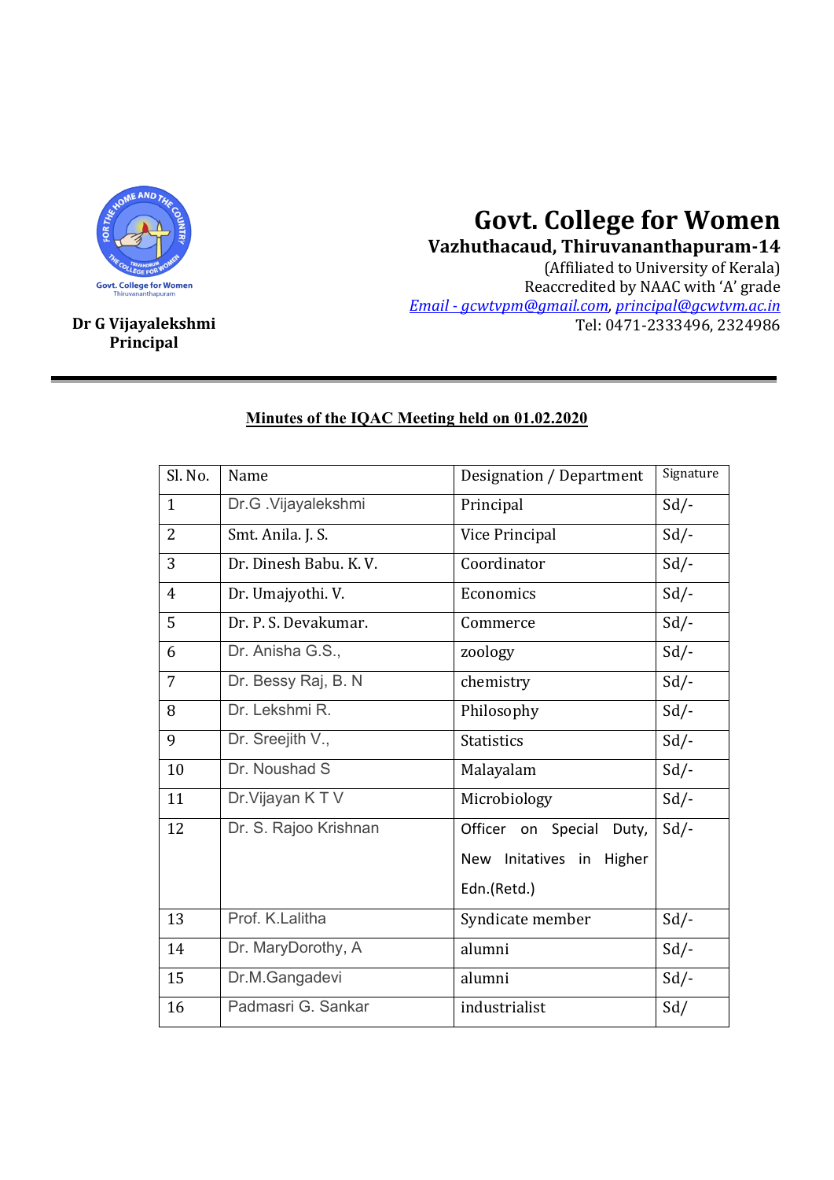Govt. College for Women
Thiruvananthapuram

**Dr G Vijayalekshmi**
**Principal**

# Govt. College for Women

**Vazhuthacaud, Thiruvananthapuram-14**

(Affiliated to University of Kerala)
Reaccredited by NAAC with 'A' grade
*Email - gcwtvpm@gmail.com, principal@gcwtvm.ac.in*
Tel: 0471-2333496, 2324986

## Minutes of the IQAC Meeting held on 01.02.2020

| Sl. No. | Name | Designation / Department | Signature |
|---|---|---|---|
| 1 | Dr.G .Vijayalekshmi | Principal | Sd/- |
| 2 | Smt. Anila. J. S. | Vice Principal | Sd/- |
| 3 | Dr. Dinesh Babu. K. V. | Coordinator | Sd/- |
| 4 | Dr. Umajyothi. V. | Economics | Sd/- |
| 5 | Dr. P. S. Devakumar. | Commerce | Sd/- |
| 6 | Dr. Anisha G.S., | zoology | Sd/- |
| 7 | Dr. Bessy Raj, B. N | chemistry | Sd/- |
| 8 | Dr. Lekshmi R. | Philosophy | Sd/- |
| 9 | Dr. Sreejith V., | Statistics | Sd/- |
| 10 | Dr. Noushad S | Malayalam | Sd/- |
| 11 | Dr.Vijayan K T V | Microbiology | Sd/- |
| 12 | Dr. S. Rajoo Krishnan | Officer on Special Duty, New Initatives in Higher Edn.(Retd.) | Sd/- |
| 13 | Prof. K.Lalitha | Syndicate member | Sd/- |
| 14 | Dr. MaryDorothy, A | alumni | Sd/- |
| 15 | Dr.M.Gangadevi | alumni | Sd/- |
| 16 | Padmasri G. Sankar | industrialist | Sd/ |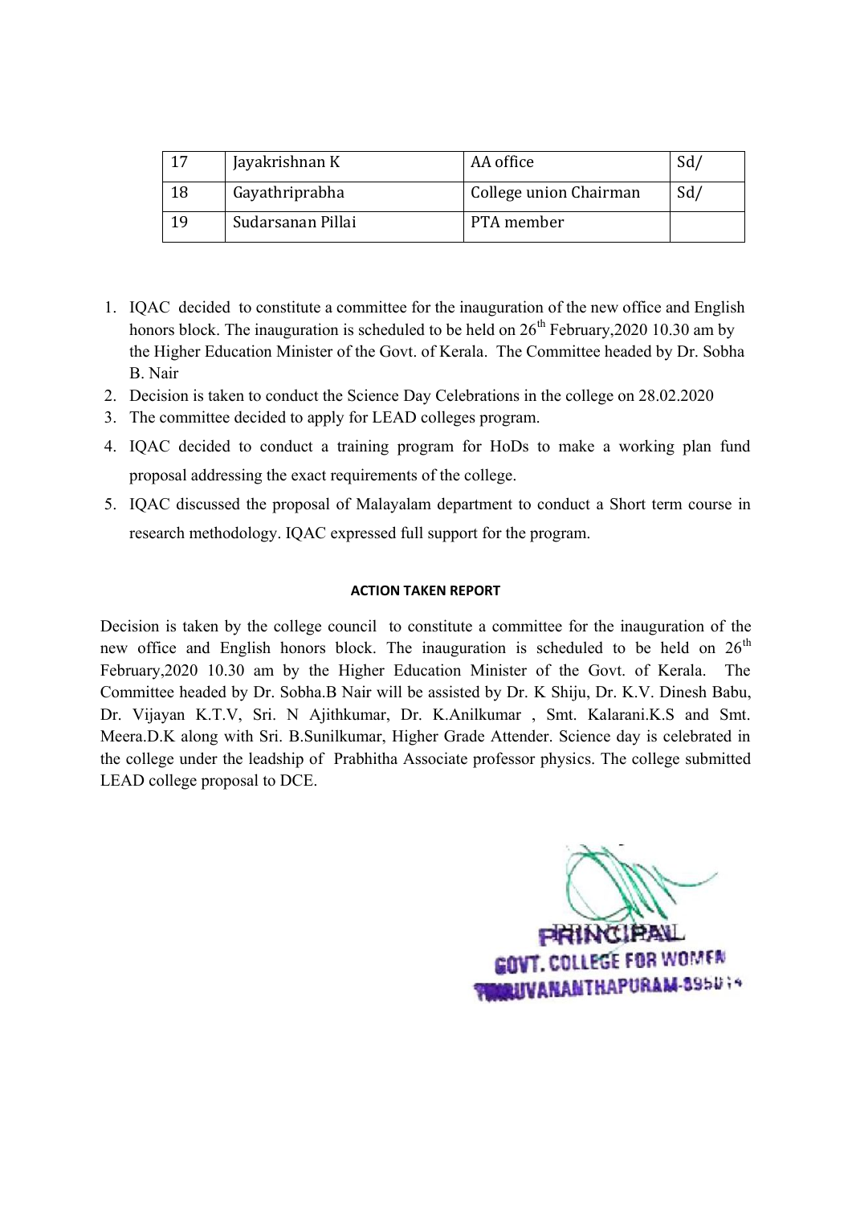| | | | |
|---|---|---|---|
| 17 | Jayakrishnan K | AA office | Sd/ |
| 18 | Gayathriprabha | College union Chairman | Sd/ |
| 19 | Sudarsanan Pillai | PTA member | |

1. IQAC decided to constitute a committee for the inauguration of the new office and English honors block. The inauguration is scheduled to be held on 26th February,2020 10.30 am by the Higher Education Minister of the Govt. of Kerala. The Committee headed by Dr. Sobha B. Nair
2. Decision is taken to conduct the Science Day Celebrations in the college on 28.02.2020
3. The committee decided to apply for LEAD colleges program.
4. IQAC decided to conduct a training program for HoDs to make a working plan fund proposal addressing the exact requirements of the college.
5. IQAC discussed the proposal of Malayalam department to conduct a Short term course in research methodology. IQAC expressed full support for the program.

**ACTION TAKEN REPORT**

Decision is taken by the college council to constitute a committee for the inauguration of the new office and English honors block. The inauguration is scheduled to be held on 26th February,2020 10.30 am by the Higher Education Minister of the Govt. of Kerala. The Committee headed by Dr. Sobha.B Nair will be assisted by Dr. K Shiju, Dr. K.V. Dinesh Babu, Dr. Vijayan K.T.V, Sri. N Ajithkumar, Dr. K.Anilkumar , Smt. Kalarani.K.S and Smt. Meera.D.K along with Sri. B.Sunilkumar, Higher Grade Attender. Science day is celebrated in the college under the leadship of Prabhitha Associate professor physics. The college submitted LEAD college proposal to DCE.

PRINCIPAL
GOVT. COLLEGE FOR WOMEN
THIRUVANANTHAPURAM-695014